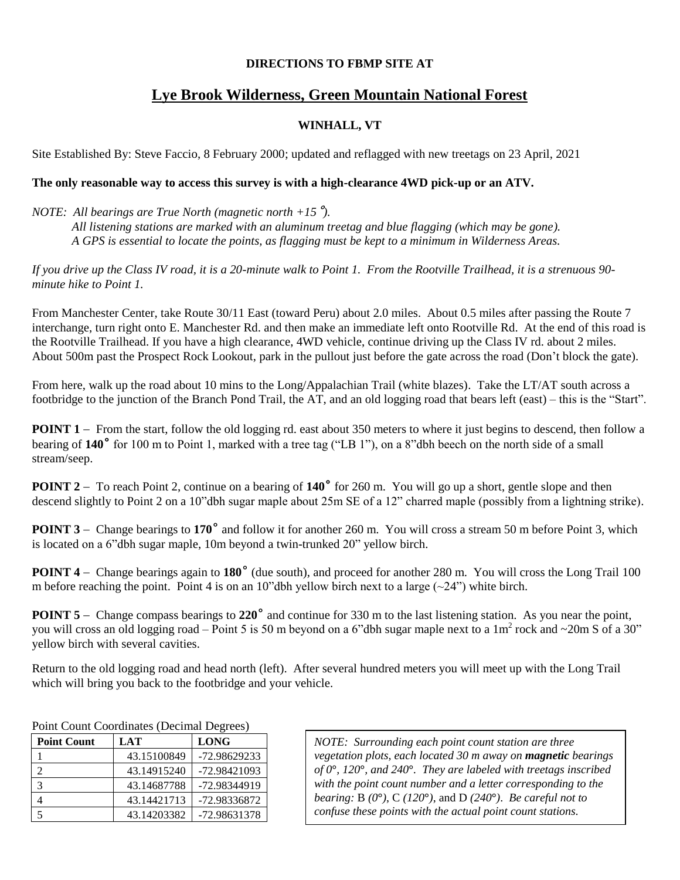**DIRECTIONS TO FBMP SITE AT**

# Lye Brook Wilderness, Green Mountain National Forest

**WINHALL, VT**

Site Established By: Steve Faccio, 8 February 2000; updated and reflagged with new treetags on 23 April, 2021

**The only reasonable way to access this survey is with a high-clearance 4WD pick-up or an ATV.**

*NOTE: All bearings are True North (magnetic north +15 °).*
*All listening stations are marked with an aluminum treetag and blue flagging (which may be gone).*
*A GPS is essential to locate the points, as flagging must be kept to a minimum in Wilderness Areas.*

*If you drive up the Class IV road, it is a 20-minute walk to Point 1. From the Rootville Trailhead, it is a strenuous 90-minute hike to Point 1.*

From Manchester Center, take Route 30/11 East (toward Peru) about 2.0 miles. About 0.5 miles after passing the Route 7 interchange, turn right onto E. Manchester Rd. and then make an immediate left onto Rootville Rd. At the end of this road is the Rootville Trailhead. If you have a high clearance, 4WD vehicle, continue driving up the Class IV rd. about 2 miles. About 500m past the Prospect Rock Lookout, park in the pullout just before the gate across the road (Don't block the gate).

From here, walk up the road about 10 mins to the Long/Appalachian Trail (white blazes). Take the LT/AT south across a footbridge to the junction of the Branch Pond Trail, the AT, and an old logging road that bears left (east) – this is the "Start".

**POINT 1** – From the start, follow the old logging rd. east about 350 meters to where it just begins to descend, then follow a bearing of **140°** for 100 m to Point 1, marked with a tree tag ("LB 1"), on a 8"dbh beech on the north side of a small stream/seep.

**POINT 2** – To reach Point 2, continue on a bearing of **140°** for 260 m. You will go up a short, gentle slope and then descend slightly to Point 2 on a 10"dbh sugar maple about 25m SE of a 12" charred maple (possibly from a lightning strike).

**POINT 3** – Change bearings to **170°** and follow it for another 260 m. You will cross a stream 50 m before Point 3, which is located on a 6"dbh sugar maple, 10m beyond a twin-trunked 20" yellow birch.

**POINT 4** – Change bearings again to **180°** (due south), and proceed for another 280 m. You will cross the Long Trail 100 m before reaching the point. Point 4 is on an 10"dbh yellow birch next to a large (~24") white birch.

**POINT 5** – Change compass bearings to **220°** and continue for 330 m to the last listening station. As you near the point, you will cross an old logging road – Point 5 is 50 m beyond on a 6"dbh sugar maple next to a 1m$^2$ rock and ~20m S of a 30" yellow birch with several cavities.

Return to the old logging road and head north (left). After several hundred meters you will meet up with the Long Trail which will bring you back to the footbridge and your vehicle.

Point Count Coordinates (Decimal Degrees)

| Point Count | LAT | LONG |
|---|---|---|
| 1 | 43.15100849 | -72.98629233 |
| 2 | 43.14915240 | -72.98421093 |
| 3 | 43.14687788 | -72.98344919 |
| 4 | 43.14421713 | -72.98336872 |
| 5 | 43.14203382 | -72.98631378 |

*NOTE: Surrounding each point count station are three vegetation plots, each located 30 m away on* ***magnetic*** *bearings of 0°, 120°, and 240°. They are labeled with treetags inscribed with the point count number and a letter corresponding to the bearing:* B *(0°),* C *(120°),* and D *(240°). Be careful not to confuse these points with the actual point count stations.*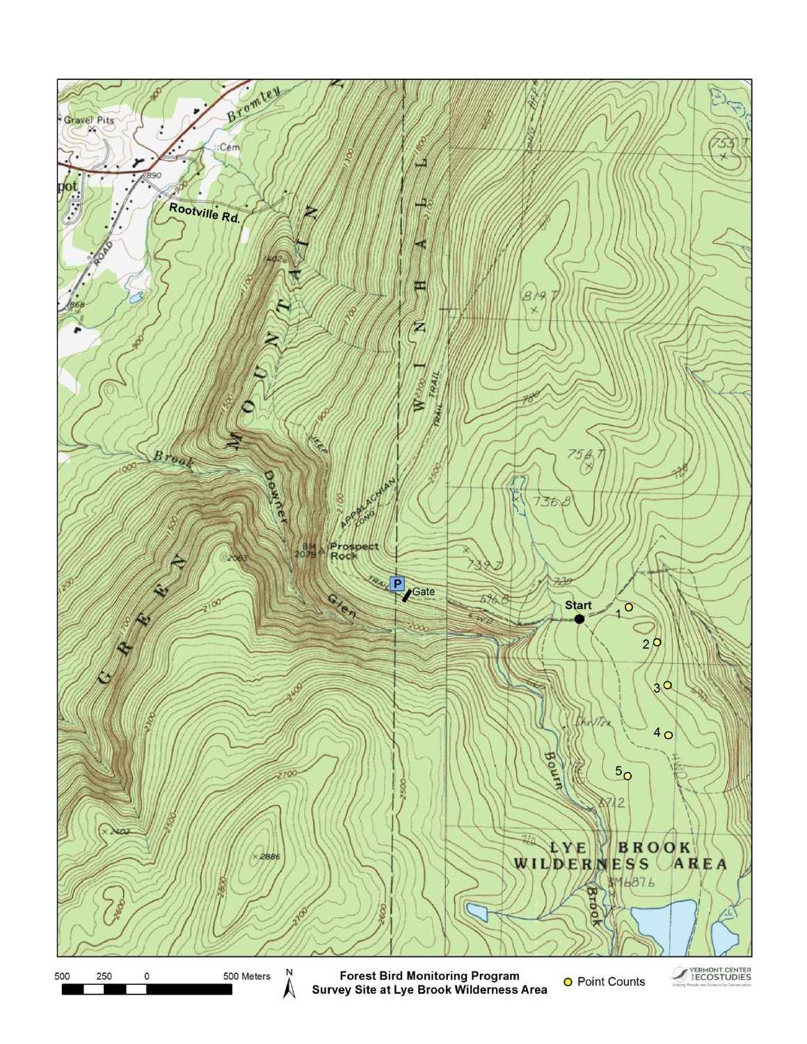Forest Bird Monitoring Program
Survey Site at Lye Brook Wilderness Area

Point Counts

500 250 0 500 Meters

N

VERMONT CENTER FOR ECOSTUDIES
Uniting People and Science for Conservation

Start
1
2
3
4
5
P
Gate

Gravel Pits
Bromley
Cem
Rootville Rd.
ROAD
GREEN MOUNTAIN
WINHALL
APPALACHIAN LONG TRAIL
JEEP
TRAIL
Prospect Rock
BM 2079
Downer
Glen
Brook
Shelter
Bourn
Brook
LYE BROOK WILDERNESS AREA